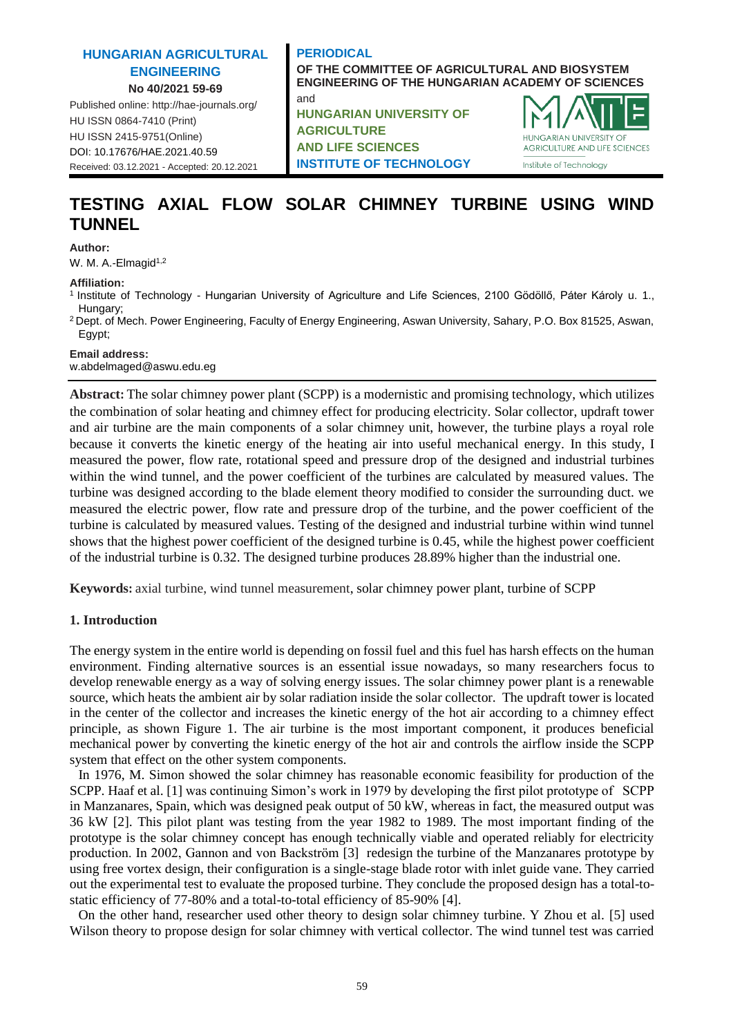**HUNGARIAN AGRICULTURAL ENGINEERING**

**No 40/2021 59-69**

Published online: http://hae-journals.org/
HU ISSN 0864-7410 (Print)
HU ISSN 2415-9751(Online)
DOI: 10.17676/HAE.2021.40.59
Received: 03.12.2021 - Accepted: 20.12.2021

**PERIODICAL**
**OF THE COMMITTEE OF AGRICULTURAL AND BIOSYSTEM ENGINEERING OF THE HUNGARIAN ACADEMY OF SCIENCES**
and
**HUNGARIAN UNIVERSITY OF AGRICULTURE AND LIFE SCIENCES INSTITUTE OF TECHNOLOGY**

# TESTING AXIAL FLOW SOLAR CHIMNEY TURBINE USING WIND TUNNEL

**Author:**
W. M. A.-Elmagid[1,2]

**Affiliation:**
[1] Institute of Technology - Hungarian University of Agriculture and Life Sciences, 2100 Gödöllő, Páter Károly u. 1., Hungary;
[2] Dept. of Mech. Power Engineering, Faculty of Energy Engineering, Aswan University, Sahary, P.O. Box 81525, Aswan, Egypt;

**Email address:**
w.abdelmaged@aswu.edu.eg

**Abstract:** The solar chimney power plant (SCPP) is a modernistic and promising technology, which utilizes the combination of solar heating and chimney effect for producing electricity. Solar collector, updraft tower and air turbine are the main components of a solar chimney unit, however, the turbine plays a royal role because it converts the kinetic energy of the heating air into useful mechanical energy. In this study, I measured the power, flow rate, rotational speed and pressure drop of the designed and industrial turbines within the wind tunnel, and the power coefficient of the turbines are calculated by measured values. The turbine was designed according to the blade element theory modified to consider the surrounding duct. we measured the electric power, flow rate and pressure drop of the turbine, and the power coefficient of the turbine is calculated by measured values. Testing of the designed and industrial turbine within wind tunnel shows that the highest power coefficient of the designed turbine is 0.45, while the highest power coefficient of the industrial turbine is 0.32. The designed turbine produces 28.89% higher than the industrial one.

**Keywords:** axial turbine, wind tunnel measurement, solar chimney power plant, turbine of SCPP

## 1. Introduction

The energy system in the entire world is depending on fossil fuel and this fuel has harsh effects on the human environment. Finding alternative sources is an essential issue nowadays, so many researchers focus to develop renewable energy as a way of solving energy issues. The solar chimney power plant is a renewable source, which heats the ambient air by solar radiation inside the solar collector. The updraft tower is located in the center of the collector and increases the kinetic energy of the hot air according to a chimney effect principle, as shown Figure 1. The air turbine is the most important component, it produces beneficial mechanical power by converting the kinetic energy of the hot air and controls the airflow inside the SCPP system that effect on the other system components.

In 1976, M. Simon showed the solar chimney has reasonable economic feasibility for production of the SCPP. Haaf et al. [1] was continuing Simon's work in 1979 by developing the first pilot prototype of SCPP in Manzanares, Spain, which was designed peak output of 50 kW, whereas in fact, the measured output was 36 kW [2]. This pilot plant was testing from the year 1982 to 1989. The most important finding of the prototype is the solar chimney concept has enough technically viable and operated reliably for electricity production. In 2002, Gannon and von Backström [3] redesign the turbine of the Manzanares prototype by using free vortex design, their configuration is a single-stage blade rotor with inlet guide vane. They carried out the experimental test to evaluate the proposed turbine. They conclude the proposed design has a total-to-static efficiency of 77-80% and a total-to-total efficiency of 85-90% [4].

On the other hand, researcher used other theory to design solar chimney turbine. Y Zhou et al. [5] used Wilson theory to propose design for solar chimney with vertical collector. The wind tunnel test was carried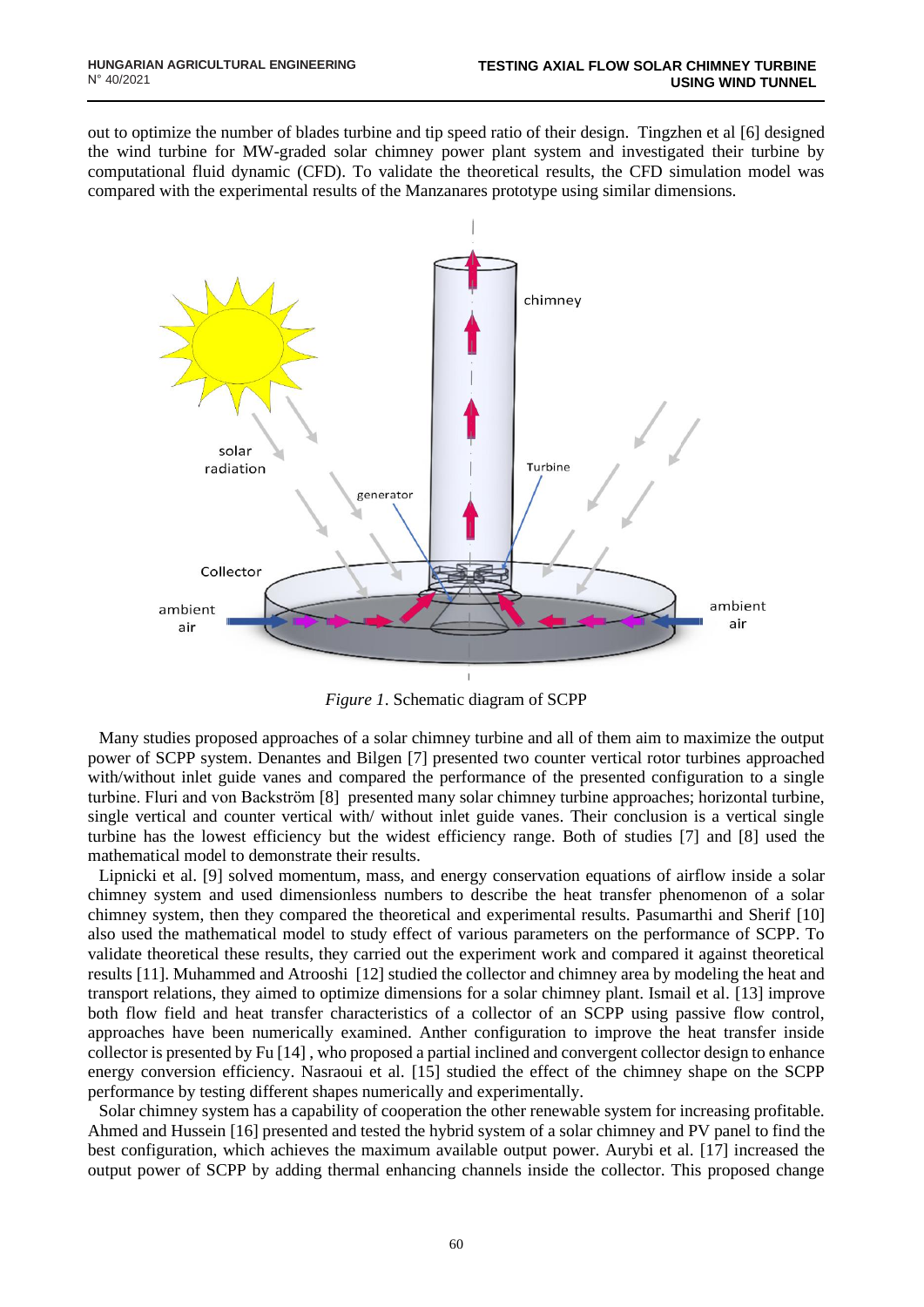out to optimize the number of blades turbine and tip speed ratio of their design. Tingzhen et al [6] designed the wind turbine for MW-graded solar chimney power plant system and investigated their turbine by computational fluid dynamic (CFD). To validate the theoretical results, the CFD simulation model was compared with the experimental results of the Manzanares prototype using similar dimensions.

*Figure 1*. Schematic diagram of SCPP

Many studies proposed approaches of a solar chimney turbine and all of them aim to maximize the output power of SCPP system. Denantes and Bilgen [7] presented two counter vertical rotor turbines approached with/without inlet guide vanes and compared the performance of the presented configuration to a single turbine. Fluri and von Backström [8] presented many solar chimney turbine approaches; horizontal turbine, single vertical and counter vertical with/ without inlet guide vanes. Their conclusion is a vertical single turbine has the lowest efficiency but the widest efficiency range. Both of studies [7] and [8] used the mathematical model to demonstrate their results.

Lipnicki et al. [9] solved momentum, mass, and energy conservation equations of airflow inside a solar chimney system and used dimensionless numbers to describe the heat transfer phenomenon of a solar chimney system, then they compared the theoretical and experimental results. Pasumarthi and Sherif [10] also used the mathematical model to study effect of various parameters on the performance of SCPP. To validate theoretical these results, they carried out the experiment work and compared it against theoretical results [11]. Muhammed and Atrooshi [12] studied the collector and chimney area by modeling the heat and transport relations, they aimed to optimize dimensions for a solar chimney plant. Ismail et al. [13] improve both flow field and heat transfer characteristics of a collector of an SCPP using passive flow control, approaches have been numerically examined. Anther configuration to improve the heat transfer inside collector is presented by Fu [14] , who proposed a partial inclined and convergent collector design to enhance energy conversion efficiency. Nasraoui et al. [15] studied the effect of the chimney shape on the SCPP performance by testing different shapes numerically and experimentally.

Solar chimney system has a capability of cooperation the other renewable system for increasing profitable. Ahmed and Hussein [16] presented and tested the hybrid system of a solar chimney and PV panel to find the best configuration, which achieves the maximum available output power. Aurybi et al. [17] increased the output power of SCPP by adding thermal enhancing channels inside the collector. This proposed change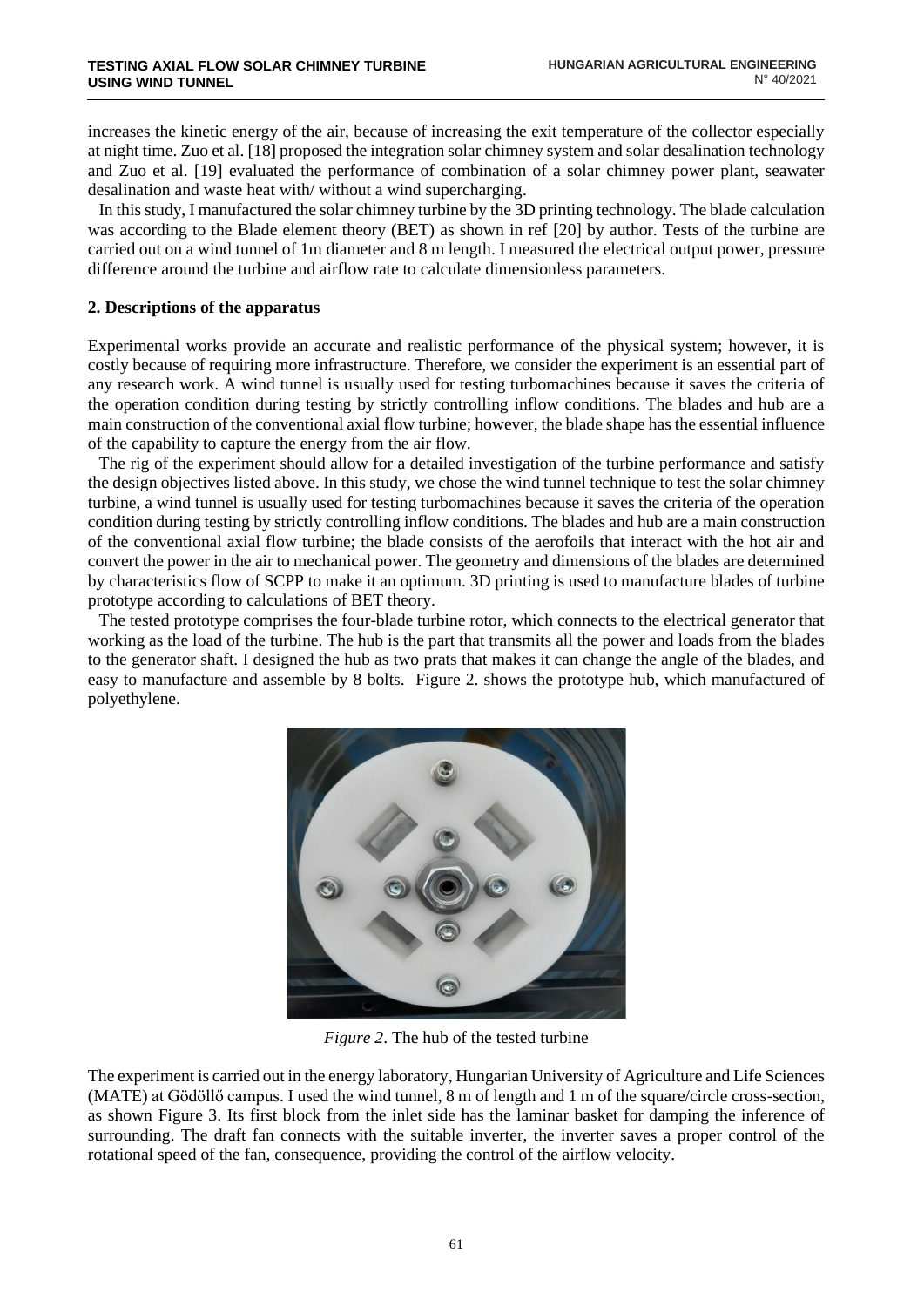increases the kinetic energy of the air, because of increasing the exit temperature of the collector especially at night time. Zuo et al. [18] proposed the integration solar chimney system and solar desalination technology and Zuo et al. [19] evaluated the performance of combination of a solar chimney power plant, seawater desalination and waste heat with/ without a wind supercharging.

In this study, I manufactured the solar chimney turbine by the 3D printing technology. The blade calculation was according to the Blade element theory (BET) as shown in ref [20] by author. Tests of the turbine are carried out on a wind tunnel of 1m diameter and 8 m length. I measured the electrical output power, pressure difference around the turbine and airflow rate to calculate dimensionless parameters.

## 2. Descriptions of the apparatus

Experimental works provide an accurate and realistic performance of the physical system; however, it is costly because of requiring more infrastructure. Therefore, we consider the experiment is an essential part of any research work. A wind tunnel is usually used for testing turbomachines because it saves the criteria of the operation condition during testing by strictly controlling inflow conditions. The blades and hub are a main construction of the conventional axial flow turbine; however, the blade shape has the essential influence of the capability to capture the energy from the air flow.

The rig of the experiment should allow for a detailed investigation of the turbine performance and satisfy the design objectives listed above. In this study, we chose the wind tunnel technique to test the solar chimney turbine, a wind tunnel is usually used for testing turbomachines because it saves the criteria of the operation condition during testing by strictly controlling inflow conditions. The blades and hub are a main construction of the conventional axial flow turbine; the blade consists of the aerofoils that interact with the hot air and convert the power in the air to mechanical power. The geometry and dimensions of the blades are determined by characteristics flow of SCPP to make it an optimum. 3D printing is used to manufacture blades of turbine prototype according to calculations of BET theory.

The tested prototype comprises the four-blade turbine rotor, which connects to the electrical generator that working as the load of the turbine. The hub is the part that transmits all the power and loads from the blades to the generator shaft. I designed the hub as two prats that makes it can change the angle of the blades, and easy to manufacture and assemble by 8 bolts. Figure 2. shows the prototype hub, which manufactured of polyethylene.

*Figure 2*. The hub of the tested turbine

The experiment is carried out in the energy laboratory, Hungarian University of Agriculture and Life Sciences (MATE) at Gödöllő campus. I used the wind tunnel, 8 m of length and 1 m of the square/circle cross-section, as shown Figure 3. Its first block from the inlet side has the laminar basket for damping the inference of surrounding. The draft fan connects with the suitable inverter, the inverter saves a proper control of the rotational speed of the fan, consequence, providing the control of the airflow velocity.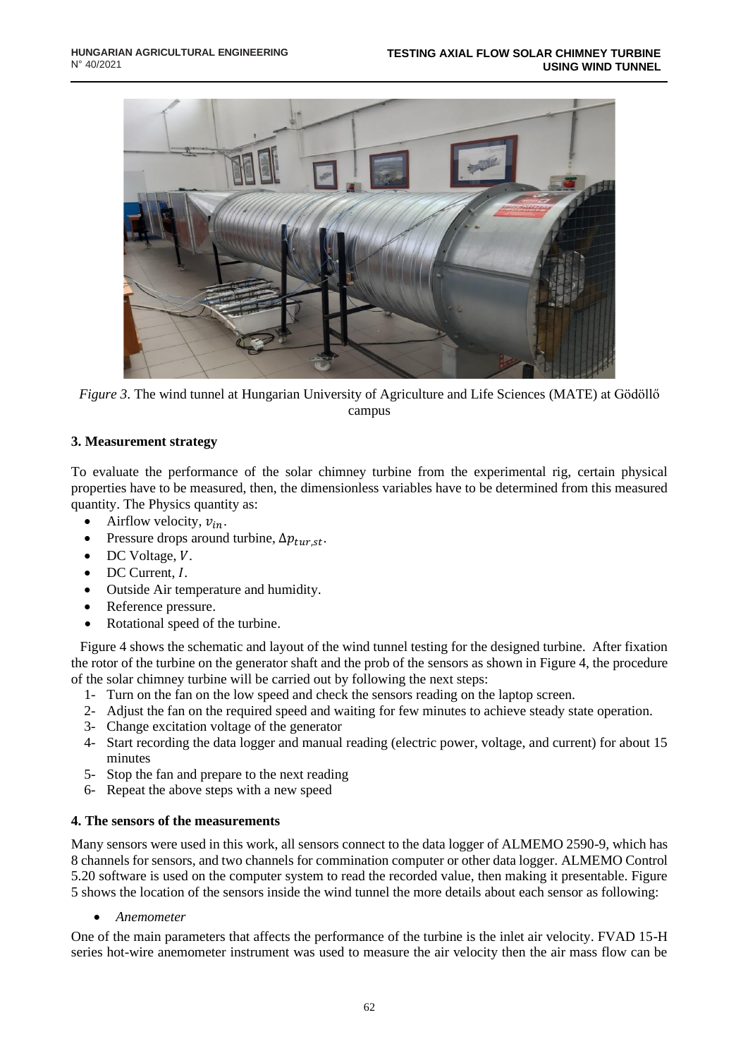*Figure 3*. The wind tunnel at Hungarian University of Agriculture and Life Sciences (MATE) at Gödöllő campus

## 3. Measurement strategy

To evaluate the performance of the solar chimney turbine from the experimental rig, certain physical properties have to be measured, then, the dimensionless variables have to be determined from this measured quantity. The Physics quantity as:

- Airflow velocity, $v_{in}$.
- Pressure drops around turbine, $\Delta p_{tur,st}$.
- DC Voltage, $V$.
- DC Current, $I$.
- Outside Air temperature and humidity.
- Reference pressure.
- Rotational speed of the turbine.

Figure 4 shows the schematic and layout of the wind tunnel testing for the designed turbine. After fixation the rotor of the turbine on the generator shaft and the prob of the sensors as shown in Figure 4, the procedure of the solar chimney turbine will be carried out by following the next steps:

1- Turn on the fan on the low speed and check the sensors reading on the laptop screen.
2- Adjust the fan on the required speed and waiting for few minutes to achieve steady state operation.
3- Change excitation voltage of the generator
4- Start recording the data logger and manual reading (electric power, voltage, and current) for about 15 minutes
5- Stop the fan and prepare to the next reading
6- Repeat the above steps with a new speed

## 4. The sensors of the measurements

Many sensors were used in this work, all sensors connect to the data logger of ALMEMO 2590-9, which has 8 channels for sensors, and two channels for commination computer or other data logger. ALMEMO Control 5.20 software is used on the computer system to read the recorded value, then making it presentable. Figure 5 shows the location of the sensors inside the wind tunnel the more details about each sensor as following:

- *Anemometer*

One of the main parameters that affects the performance of the turbine is the inlet air velocity. FVAD 15-H series hot-wire anemometer instrument was used to measure the air velocity then the air mass flow can be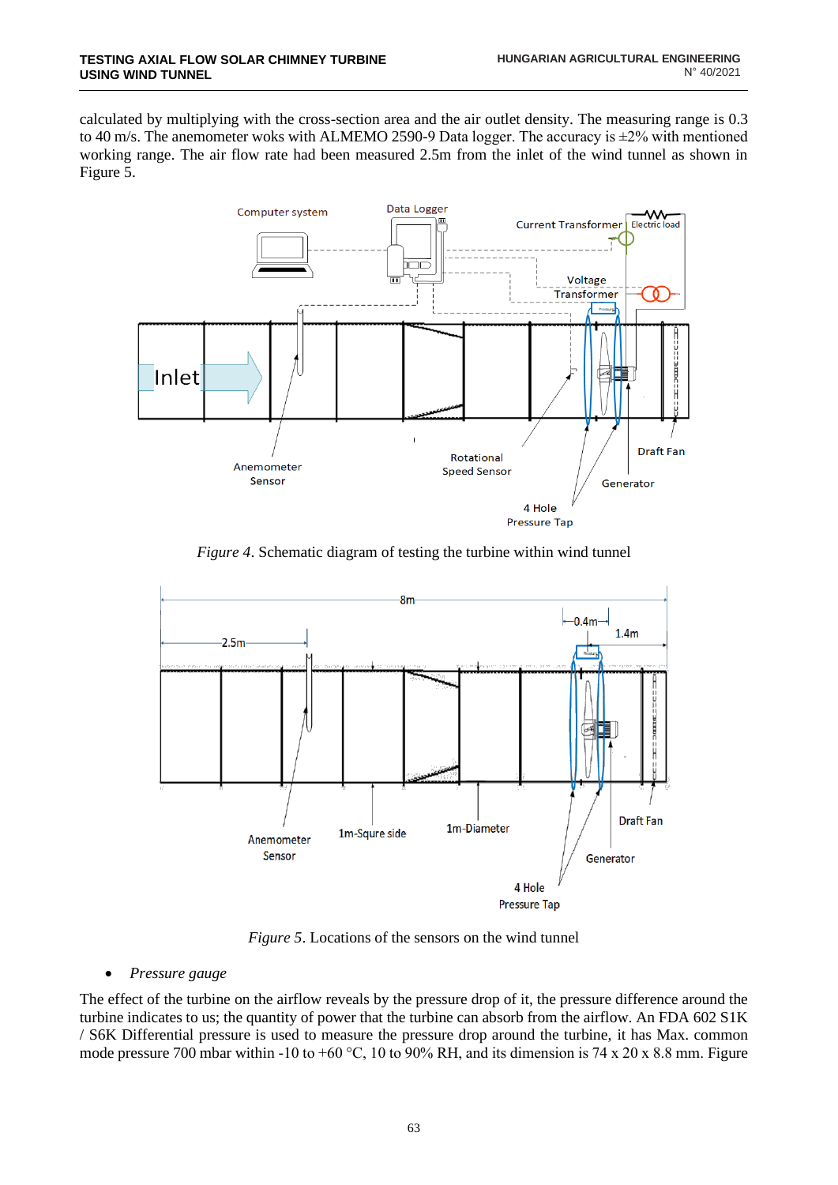calculated by multiplying with the cross-section area and the air outlet density. The measuring range is 0.3 to 40 m/s. The anemometer woks with ALMEMO 2590-9 Data logger. The accuracy is ±2% with mentioned working range. The air flow rate had been measured 2.5m from the inlet of the wind tunnel as shown in Figure 5.

*Figure 4*. Schematic diagram of testing the turbine within wind tunnel

*Figure 5*. Locations of the sensors on the wind tunnel

- *Pressure gauge*

The effect of the turbine on the airflow reveals by the pressure drop of it, the pressure difference around the turbine indicates to us; the quantity of power that the turbine can absorb from the airflow. An FDA 602 S1K / S6K Differential pressure is used to measure the pressure drop around the turbine, it has Max. common mode pressure 700 mbar within -10 to +60 °C, 10 to 90% RH, and its dimension is 74 x 20 x 8.8 mm. Figure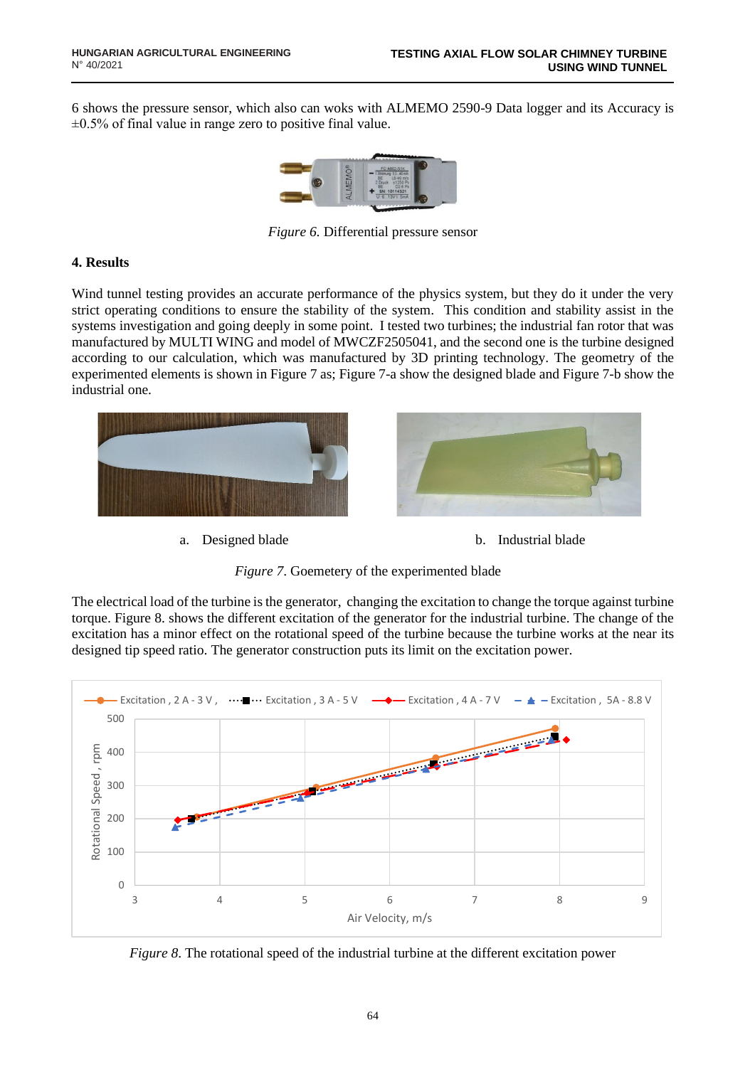6 shows the pressure sensor, which also can woks with ALMEMO 2590-9 Data logger and its Accuracy is ±0.5% of final value in range zero to positive final value.

*Figure 6.* Differential pressure sensor

## 4. Results

Wind tunnel testing provides an accurate performance of the physics system, but they do it under the very strict operating conditions to ensure the stability of the system. This condition and stability assist in the systems investigation and going deeply in some point. I tested two turbines; the industrial fan rotor that was manufactured by MULTI WING and model of MWCZF2505041, and the second one is the turbine designed according to our calculation, which was manufactured by 3D printing technology. The geometry of the experimented elements is shown in Figure 7 as; Figure 7-a show the designed blade and Figure 7-b show the industrial one.

a. Designed blade

b. Industrial blade

*Figure 7.* Goemetery of the experimented blade

The electrical load of the turbine is the generator, changing the excitation to change the torque against turbine torque. Figure 8. shows the different excitation of the generator for the industrial turbine. The change of the excitation has a minor effect on the rotational speed of the turbine because the turbine works at the near its designed tip speed ratio. The generator construction puts its limit on the excitation power.

*Figure 8.* The rotational speed of the industrial turbine at the different excitation power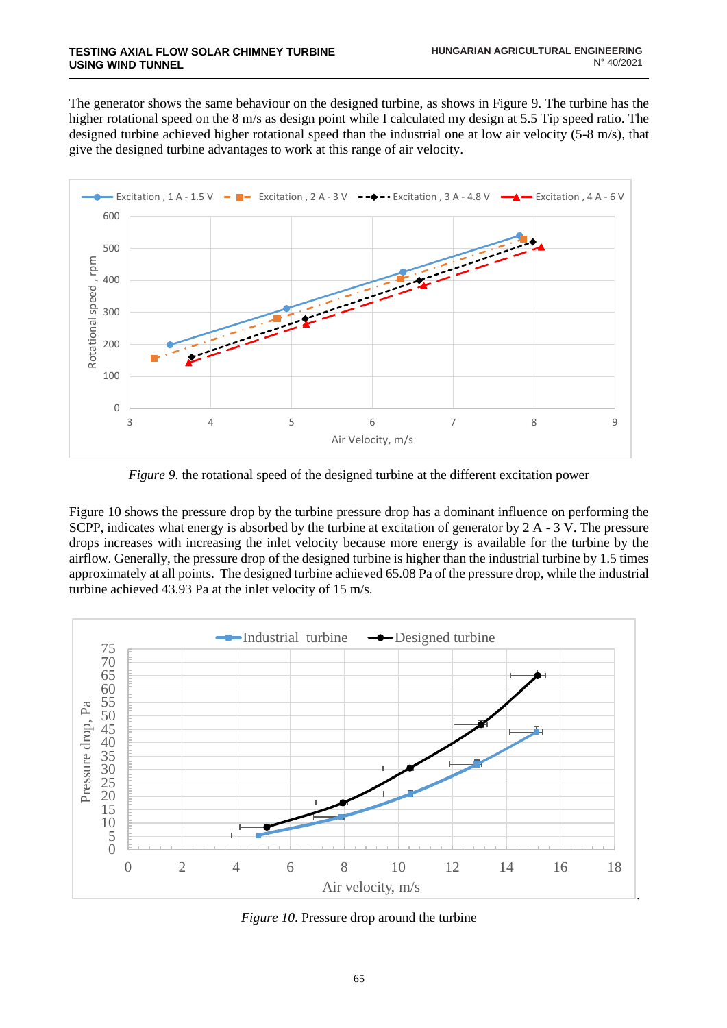The generator shows the same behaviour on the designed turbine, as shows in Figure 9. The turbine has the higher rotational speed on the 8 m/s as design point while I calculated my design at 5.5 Tip speed ratio. The designed turbine achieved higher rotational speed than the industrial one at low air velocity (5-8 m/s), that give the designed turbine advantages to work at this range of air velocity.

*Figure 9.* the rotational speed of the designed turbine at the different excitation power

Figure 10 shows the pressure drop by the turbine pressure drop has a dominant influence on performing the SCPP, indicates what energy is absorbed by the turbine at excitation of generator by 2 A - 3 V. The pressure drops increases with increasing the inlet velocity because more energy is available for the turbine by the airflow. Generally, the pressure drop of the designed turbine is higher than the industrial turbine by 1.5 times approximately at all points. The designed turbine achieved 65.08 Pa of the pressure drop, while the industrial turbine achieved 43.93 Pa at the inlet velocity of 15 m/s.

*Figure 10.* Pressure drop around the turbine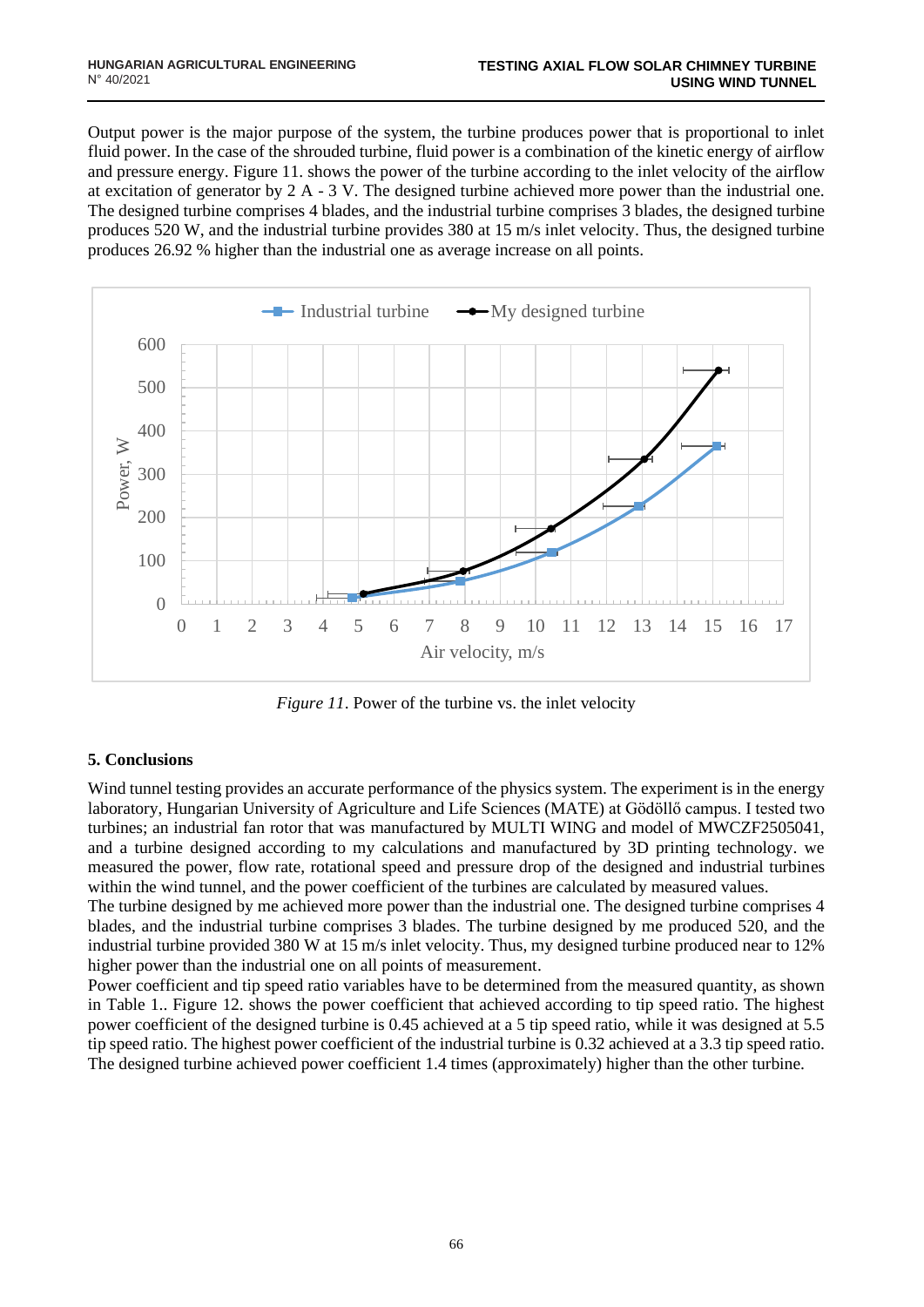Output power is the major purpose of the system, the turbine produces power that is proportional to inlet fluid power. In the case of the shrouded turbine, fluid power is a combination of the kinetic energy of airflow and pressure energy. Figure 11. shows the power of the turbine according to the inlet velocity of the airflow at excitation of generator by 2 A - 3 V. The designed turbine achieved more power than the industrial one. The designed turbine comprises 4 blades, and the industrial turbine comprises 3 blades, the designed turbine produces 520 W, and the industrial turbine provides 380 at 15 m/s inlet velocity. Thus, the designed turbine produces 26.92 % higher than the industrial one as average increase on all points.

*Figure 11*. Power of the turbine vs. the inlet velocity

## 5. Conclusions

Wind tunnel testing provides an accurate performance of the physics system. The experiment is in the energy laboratory, Hungarian University of Agriculture and Life Sciences (MATE) at Gödöllő campus. I tested two turbines; an industrial fan rotor that was manufactured by MULTI WING and model of MWCZF2505041, and a turbine designed according to my calculations and manufactured by 3D printing technology. we measured the power, flow rate, rotational speed and pressure drop of the designed and industrial turbines within the wind tunnel, and the power coefficient of the turbines are calculated by measured values.

The turbine designed by me achieved more power than the industrial one. The designed turbine comprises 4 blades, and the industrial turbine comprises 3 blades. The turbine designed by me produced 520, and the industrial turbine provided 380 W at 15 m/s inlet velocity. Thus, my designed turbine produced near to 12% higher power than the industrial one on all points of measurement.

Power coefficient and tip speed ratio variables have to be determined from the measured quantity, as shown in Table 1.. Figure 12. shows the power coefficient that achieved according to tip speed ratio. The highest power coefficient of the designed turbine is 0.45 achieved at a 5 tip speed ratio, while it was designed at 5.5 tip speed ratio. The highest power coefficient of the industrial turbine is 0.32 achieved at a 3.3 tip speed ratio. The designed turbine achieved power coefficient 1.4 times (approximately) higher than the other turbine.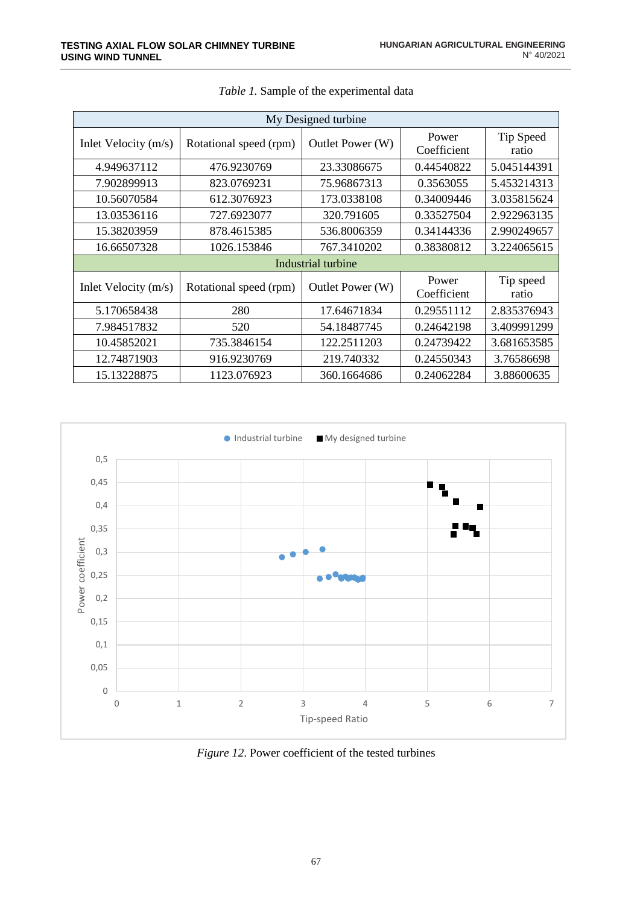*Table 1.* Sample of the experimental data

| My Designed turbine | | | | |
|---|---|---|---|---|
| Inlet Velocity (m/s) | Rotational speed (rpm) | Outlet Power (W) | Power Coefficient | Tip Speed ratio |
| 4.949637112 | 476.9230769 | 23.33086675 | 0.44540822 | 5.045144391 |
| 7.902899913 | 823.0769231 | 75.96867313 | 0.3563055 | 5.453214313 |
| 10.56070584 | 612.3076923 | 173.0338108 | 0.34009446 | 3.035815624 |
| 13.03536116 | 727.6923077 | 320.791605 | 0.33527504 | 2.922963135 |
| 15.38203959 | 878.4615385 | 536.8006359 | 0.34144336 | 2.990249657 |
| 16.66507328 | 1026.153846 | 767.3410202 | 0.38380812 | 3.224065615 |
| **Industrial turbine** | | | | |
| Inlet Velocity (m/s) | Rotational speed (rpm) | Outlet Power (W) | Power Coefficient | Tip speed ratio |
| 5.170658438 | 280 | 17.64671834 | 0.29551112 | 2.835376943 |
| 7.984517832 | 520 | 54.18487745 | 0.24642198 | 3.409991299 |
| 10.45852021 | 735.3846154 | 122.2511203 | 0.24739422 | 3.681653585 |
| 12.74871903 | 916.9230769 | 219.740332 | 0.24550343 | 3.76586698 |
| 15.13228875 | 1123.076923 | 360.1664686 | 0.24062284 | 3.88600635 |

*Figure 12.* Power coefficient of the tested turbines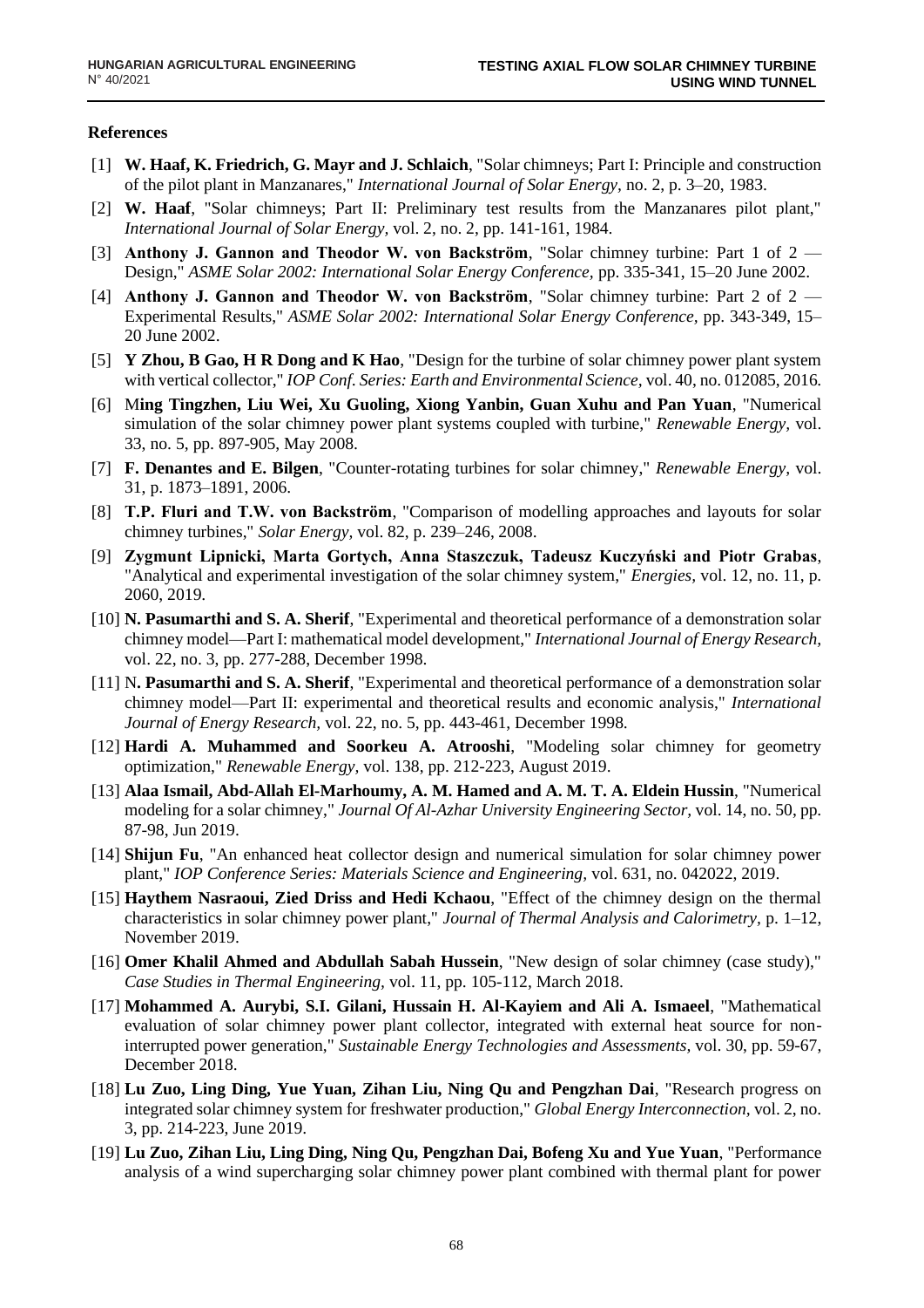## References

[1] **W. Haaf, K. Friedrich, G. Mayr and J. Schlaich**, "Solar chimneys; Part I: Principle and construction of the pilot plant in Manzanares," *International Journal of Solar Energy,* no. 2, p. 3–20, 1983.

[2] **W. Haaf**, "Solar chimneys; Part II: Preliminary test results from the Manzanares pilot plant," *International Journal of Solar Energy,* vol. 2, no. 2, pp. 141-161, 1984.

[3] **Anthony J. Gannon and Theodor W. von Backström**, "Solar chimney turbine: Part 1 of 2 — Design," *ASME Solar 2002: International Solar Energy Conference,* pp. 335-341, 15–20 June 2002.

[4] **Anthony J. Gannon and Theodor W. von Backström**, "Solar chimney turbine: Part 2 of 2 — Experimental Results," *ASME Solar 2002: International Solar Energy Conference,* pp. 343-349, 15–20 June 2002.

[5] **Y Zhou, B Gao, H R Dong and K Hao**, "Design for the turbine of solar chimney power plant system with vertical collector," *IOP Conf. Series: Earth and Environmental Science,* vol. 40, no. 012085, 2016.

[6] M**ing Tingzhen, Liu Wei, Xu Guoling, Xiong Yanbin, Guan Xuhu and Pan Yuan**, "Numerical simulation of the solar chimney power plant systems coupled with turbine," *Renewable Energy,* vol. 33, no. 5, pp. 897-905, May 2008.

[7] **F. Denantes and E. Bilgen**, "Counter-rotating turbines for solar chimney," *Renewable Energy,* vol. 31, p. 1873–1891, 2006.

[8] **T.P. Fluri and T.W. von Backström**, "Comparison of modelling approaches and layouts for solar chimney turbines," *Solar Energy,* vol. 82, p. 239–246, 2008.

[9] **Zygmunt Lipnicki, Marta Gortych, Anna Staszczuk, Tadeusz Kuczyński and Piotr Grabas**, "Analytical and experimental investigation of the solar chimney system," *Energies,* vol. 12, no. 11, p. 2060, 2019.

[10] **N. Pasumarthi and S. A. Sherif**, "Experimental and theoretical performance of a demonstration solar chimney model—Part I: mathematical model development," *International Journal of Energy Research,* vol. 22, no. 3, pp. 277-288, December 1998.

[11] N**. Pasumarthi and S. A. Sherif**, "Experimental and theoretical performance of a demonstration solar chimney model—Part II: experimental and theoretical results and economic analysis," *International Journal of Energy Research,* vol. 22, no. 5, pp. 443-461, December 1998.

[12] **Hardi A. Muhammed and Soorkeu A. Atrooshi**, "Modeling solar chimney for geometry optimization," *Renewable Energy,* vol. 138, pp. 212-223, August 2019.

[13] **Alaa Ismail, Abd-Allah El-Marhoumy, A. M. Hamed and A. M. T. A. Eldein Hussin**, "Numerical modeling for a solar chimney," *Journal Of Al-Azhar University Engineering Sector,* vol. 14, no. 50, pp. 87-98, Jun 2019.

[14] **Shijun Fu**, "An enhanced heat collector design and numerical simulation for solar chimney power plant," *IOP Conference Series: Materials Science and Engineering,* vol. 631, no. 042022, 2019.

[15] **Haythem Nasraoui, Zied Driss and Hedi Kchaou**, "Effect of the chimney design on the thermal characteristics in solar chimney power plant," *Journal of Thermal Analysis and Calorimetry,* p. 1–12, November 2019.

[16] **Omer Khalil Ahmed and Abdullah Sabah Hussein**, "New design of solar chimney (case study)," *Case Studies in Thermal Engineering,* vol. 11, pp. 105-112, March 2018.

[17] **Mohammed A. Aurybi, S.I. Gilani, Hussain H. Al-Kayiem and Ali A. Ismaeel**, "Mathematical evaluation of solar chimney power plant collector, integrated with external heat source for non-interrupted power generation," *Sustainable Energy Technologies and Assessments,* vol. 30, pp. 59-67, December 2018.

[18] **Lu Zuo, Ling Ding, Yue Yuan, Zihan Liu, Ning Qu and Pengzhan Dai**, "Research progress on integrated solar chimney system for freshwater production," *Global Energy Interconnection,* vol. 2, no. 3, pp. 214-223, June 2019.

[19] **Lu Zuo, Zihan Liu, Ling Ding, Ning Qu, Pengzhan Dai, Bofeng Xu and Yue Yuan**, "Performance analysis of a wind supercharging solar chimney power plant combined with thermal plant for power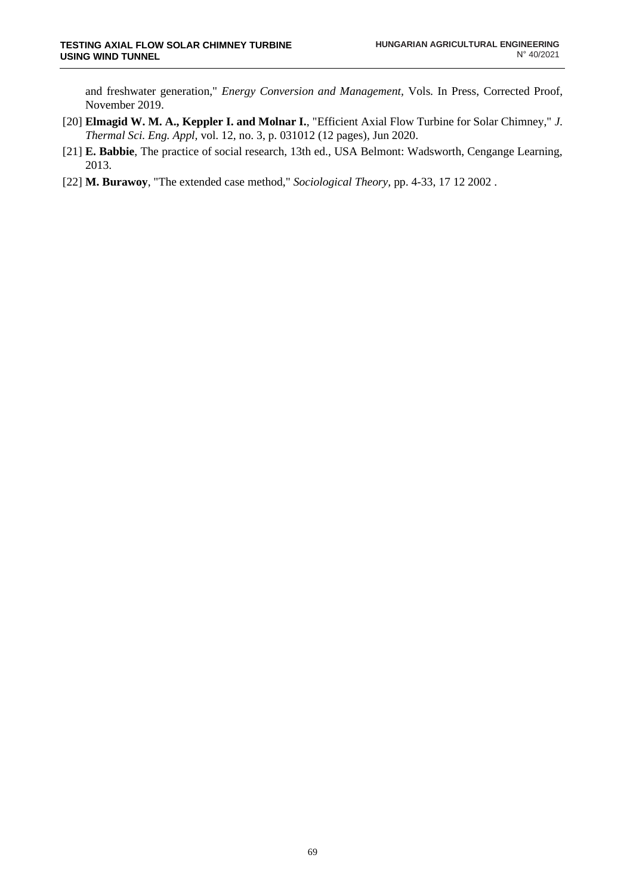and freshwater generation," *Energy Conversion and Management,* Vols. In Press, Corrected Proof, November 2019.

[20] **Elmagid W. M. A., Keppler I. and Molnar I.**, "Efficient Axial Flow Turbine for Solar Chimney," *J. Thermal Sci. Eng. Appl,* vol. 12, no. 3, p. 031012 (12 pages), Jun 2020.

[21] **E. Babbie**, The practice of social research, 13th ed., USA Belmont: Wadsworth, Cengange Learning, 2013.

[22] **M. Burawoy**, "The extended case method," *Sociological Theory,* pp. 4-33, 17 12 2002 .